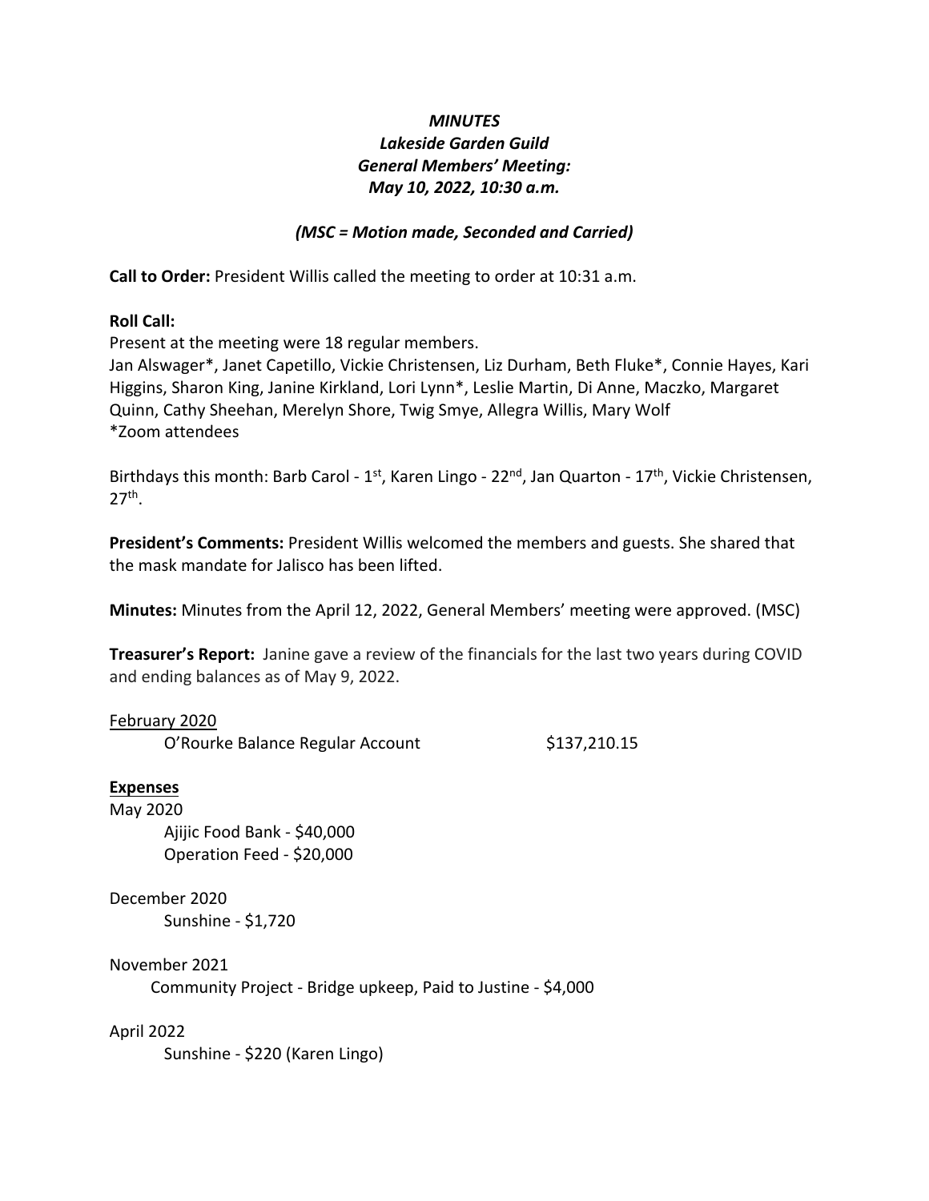***MINUTES***
***Lakeside Garden Guild***
***General Members' Meeting:***
***May 10, 2022, 10:30 a.m.***

***(MSC = Motion made, Seconded and Carried)***

**Call to Order:** President Willis called the meeting to order at 10:31 a.m.

**Roll Call:**
Present at the meeting were 18 regular members.
Jan Alswager*, Janet Capetillo, Vickie Christensen, Liz Durham, Beth Fluke*, Connie Hayes, Kari Higgins, Sharon King, Janine Kirkland, Lori Lynn*, Leslie Martin, Di Anne, Maczko, Margaret Quinn, Cathy Sheehan, Merelyn Shore, Twig Smye, Allegra Willis, Mary Wolf
*Zoom attendees

Birthdays this month: Barb Carol - 1st, Karen Lingo - 22nd, Jan Quarton - 17th, Vickie Christensen, 27th.

**President's Comments:** President Willis welcomed the members and guests. She shared that the mask mandate for Jalisco has been lifted.

**Minutes:** Minutes from the April 12, 2022, General Members' meeting were approved. (MSC)

**Treasurer's Report:** Janine gave a review of the financials for the last two years during COVID and ending balances as of May 9, 2022.

February 2020
O'Rourke Balance Regular Account $137,210.15

**Expenses**

May 2020
Ajijic Food Bank - $40,000
Operation Feed - $20,000

December 2020
Sunshine - $1,720

November 2021
Community Project - Bridge upkeep, Paid to Justine - $4,000

April 2022
Sunshine - $220 (Karen Lingo)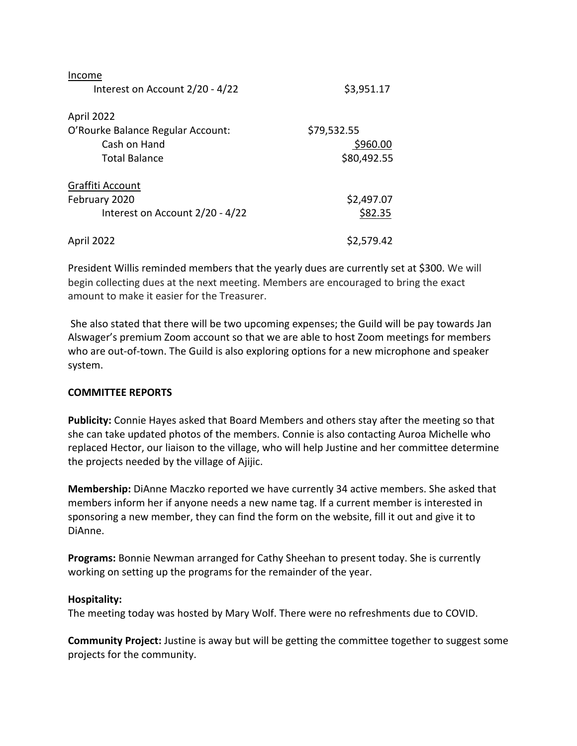Income

| | |
|---|---|
| Interest on Account 2/20 - 4/22 | $3,951.17 |
| | |
| April 2022 | |
| O'Rourke Balance Regular Account: | $79,532.55 |
| Cash on Hand | $960.00 |
| Total Balance | $80,492.55 |

Graffiti Account

| | |
|---|---|
| February 2020 | $2,497.07 |
| Interest on Account 2/20 - 4/22 | $82.35 |
| | |
| April 2022 | $2,579.42 |

President Willis reminded members that the yearly dues are currently set at $300. We will begin collecting dues at the next meeting. Members are encouraged to bring the exact amount to make it easier for the Treasurer.

She also stated that there will be two upcoming expenses; the Guild will be pay towards Jan Alswager's premium Zoom account so that we are able to host Zoom meetings for members who are out-of-town. The Guild is also exploring options for a new microphone and speaker system.

**COMMITTEE REPORTS**

**Publicity:** Connie Hayes asked that Board Members and others stay after the meeting so that she can take updated photos of the members. Connie is also contacting Auroa Michelle who replaced Hector, our liaison to the village, who will help Justine and her committee determine the projects needed by the village of Ajijic.

**Membership:** DiAnne Maczko reported we have currently 34 active members. She asked that members inform her if anyone needs a new name tag. If a current member is interested in sponsoring a new member, they can find the form on the website, fill it out and give it to DiAnne.

**Programs:** Bonnie Newman arranged for Cathy Sheehan to present today. She is currently working on setting up the programs for the remainder of the year.

**Hospitality:**
The meeting today was hosted by Mary Wolf. There were no refreshments due to COVID.

**Community Project:** Justine is away but will be getting the committee together to suggest some projects for the community.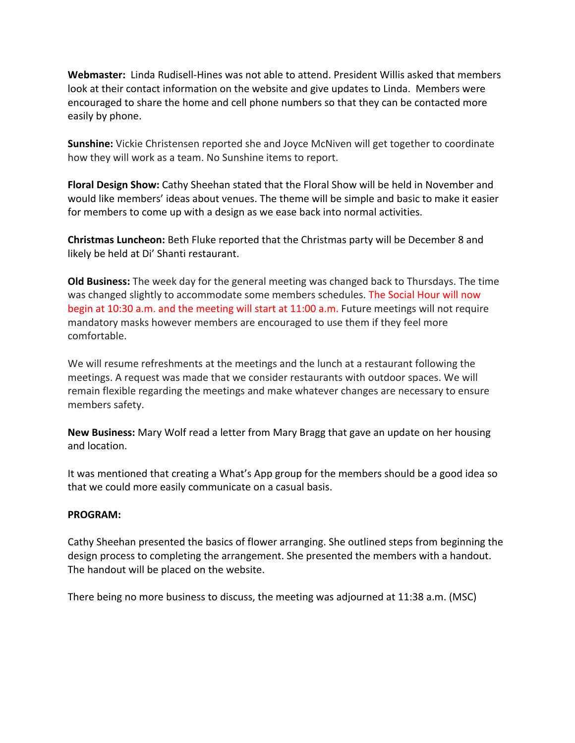**Webmaster:** Linda Rudisell-Hines was not able to attend. President Willis asked that members look at their contact information on the website and give updates to Linda. Members were encouraged to share the home and cell phone numbers so that they can be contacted more easily by phone.

**Sunshine:** Vickie Christensen reported she and Joyce McNiven will get together to coordinate how they will work as a team. No Sunshine items to report.

**Floral Design Show:** Cathy Sheehan stated that the Floral Show will be held in November and would like members' ideas about venues. The theme will be simple and basic to make it easier for members to come up with a design as we ease back into normal activities.

**Christmas Luncheon:** Beth Fluke reported that the Christmas party will be December 8 and likely be held at Di' Shanti restaurant.

**Old Business:** The week day for the general meeting was changed back to Thursdays. The time was changed slightly to accommodate some members schedules. The Social Hour will now begin at 10:30 a.m. and the meeting will start at 11:00 a.m. Future meetings will not require mandatory masks however members are encouraged to use them if they feel more comfortable.

We will resume refreshments at the meetings and the lunch at a restaurant following the meetings. A request was made that we consider restaurants with outdoor spaces. We will remain flexible regarding the meetings and make whatever changes are necessary to ensure members safety.

**New Business:** Mary Wolf read a letter from Mary Bragg that gave an update on her housing and location.

It was mentioned that creating a What's App group for the members should be a good idea so that we could more easily communicate on a casual basis.

**PROGRAM:**

Cathy Sheehan presented the basics of flower arranging. She outlined steps from beginning the design process to completing the arrangement. She presented the members with a handout. The handout will be placed on the website.

There being no more business to discuss, the meeting was adjourned at 11:38 a.m. (MSC)